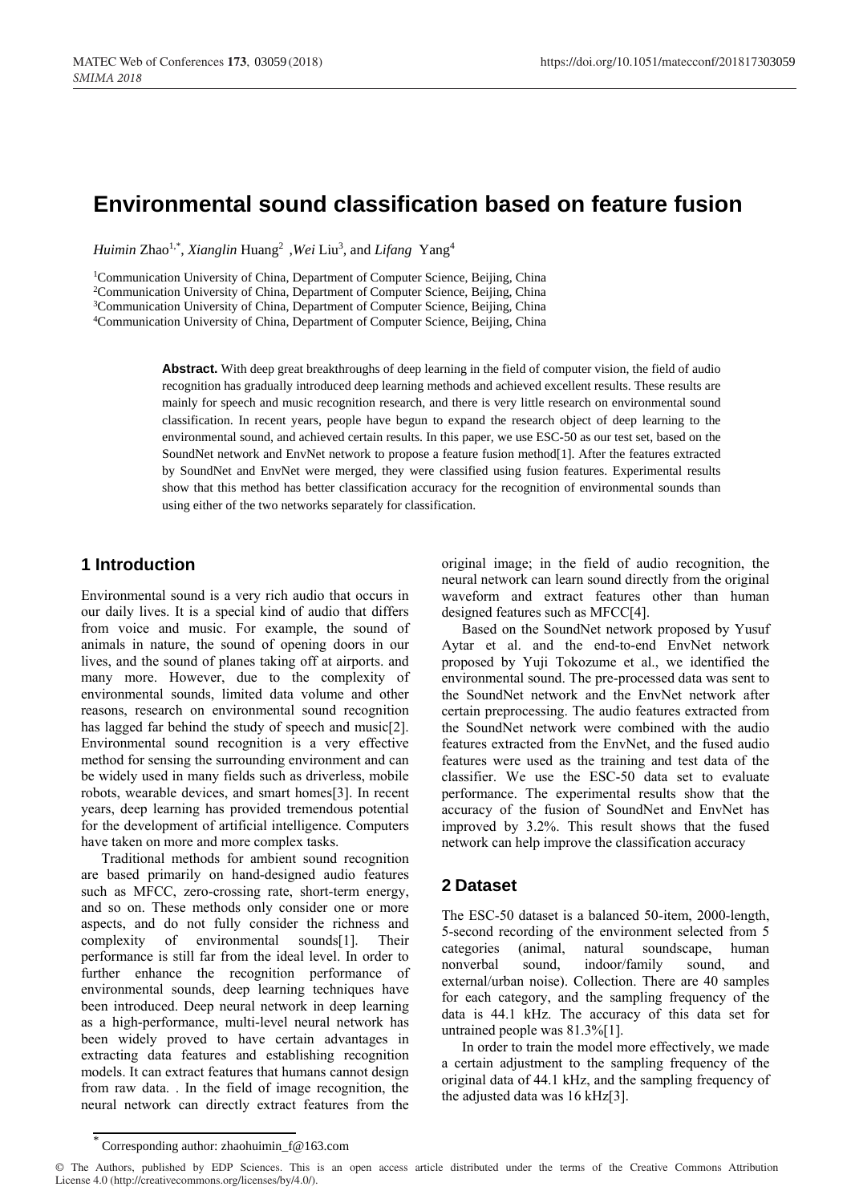# Environmental sound classification based on feature fusion

*Huimin* Zhao[1,*], *Xianglin* Huang[2] ,*Wei* Liu[3], and *Lifang* Yang[4]

[1]Communication University of China, Department of Computer Science, Beijing, China
[2]Communication University of China, Department of Computer Science, Beijing, China
[3]Communication University of China, Department of Computer Science, Beijing, China
[4]Communication University of China, Department of Computer Science, Beijing, China

**Abstract.** With deep great breakthroughs of deep learning in the field of computer vision, the field of audio recognition has gradually introduced deep learning methods and achieved excellent results. These results are mainly for speech and music recognition research, and there is very little research on environmental sound classification. In recent years, people have begun to expand the research object of deep learning to the environmental sound, and achieved certain results. In this paper, we use ESC-50 as our test set, based on the SoundNet network and EnvNet network to propose a feature fusion method[1]. After the features extracted by SoundNet and EnvNet were merged, they were classified using fusion features. Experimental results show that this method has better classification accuracy for the recognition of environmental sounds than using either of the two networks separately for classification.

## 1 Introduction

Environmental sound is a very rich audio that occurs in our daily lives. It is a special kind of audio that differs from voice and music. For example, the sound of animals in nature, the sound of opening doors in our lives, and the sound of planes taking off at airports. and many more. However, due to the complexity of environmental sounds, limited data volume and other reasons, research on environmental sound recognition has lagged far behind the study of speech and music[2]. Environmental sound recognition is a very effective method for sensing the surrounding environment and can be widely used in many fields such as driverless, mobile robots, wearable devices, and smart homes[3]. In recent years, deep learning has provided tremendous potential for the development of artificial intelligence. Computers have taken on more and more complex tasks.

Traditional methods for ambient sound recognition are based primarily on hand-designed audio features such as MFCC, zero-crossing rate, short-term energy, and so on. These methods only consider one or more aspects, and do not fully consider the richness and complexity of environmental sounds[1]. Their performance is still far from the ideal level. In order to further enhance the recognition performance of environmental sounds, deep learning techniques have been introduced. Deep neural network in deep learning as a high-performance, multi-level neural network has been widely proved to have certain advantages in extracting data features and establishing recognition models. It can extract features that humans cannot design from raw data. . In the field of image recognition, the neural network can directly extract features from the original image; in the field of audio recognition, the neural network can learn sound directly from the original waveform and extract features other than human designed features such as MFCC[4].

Based on the SoundNet network proposed by Yusuf Aytar et al. and the end-to-end EnvNet network proposed by Yuji Tokozume et al., we identified the environmental sound. The pre-processed data was sent to the SoundNet network and the EnvNet network after certain preprocessing. The audio features extracted from the SoundNet network were combined with the audio features extracted from the EnvNet, and the fused audio features were used as the training and test data of the classifier. We use the ESC-50 data set to evaluate performance. The experimental results show that the accuracy of the fusion of SoundNet and EnvNet has improved by 3.2%. This result shows that the fused network can help improve the classification accuracy

## 2 Dataset

The ESC-50 dataset is a balanced 50-item, 2000-length, 5-second recording of the environment selected from 5 categories (animal, natural soundscape, human nonverbal sound, indoor/family sound, and external/urban noise). Collection. There are 40 samples for each category, and the sampling frequency of the data is 44.1 kHz. The accuracy of this data set for untrained people was 81.3%[1].

In order to train the model more effectively, we made a certain adjustment to the sampling frequency of the original data of 44.1 kHz, and the sampling frequency of the adjusted data was 16 kHz[3].

* Corresponding author: zhaohuimin_f@163.com

© The Authors, published by EDP Sciences. This is an open access article distributed under the terms of the Creative Commons Attribution License 4.0 (http://creativecommons.org/licenses/by/4.0/).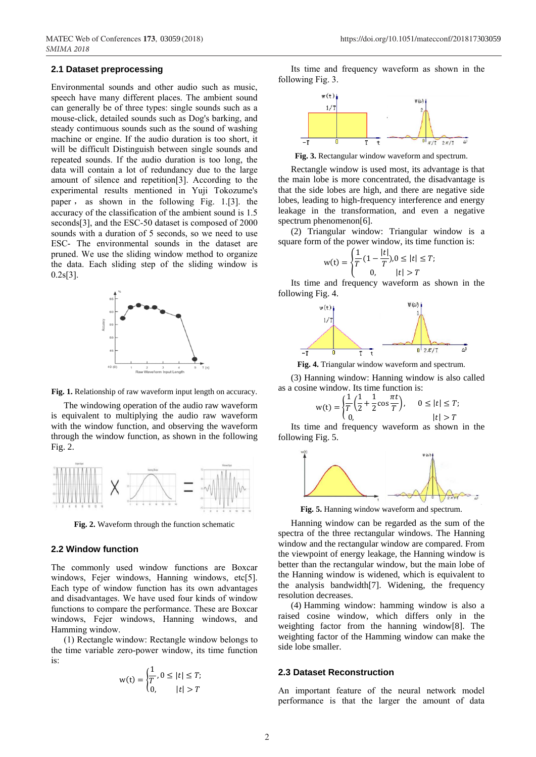## 2.1 Dataset preprocessing

Environmental sounds and other audio such as music, speech have many different places. The ambient sound can generally be of three types: single sounds such as a mouse-click, detailed sounds such as Dog's barking, and steady continuous sounds such as the sound of washing machine or engine. If the audio duration is too short, it will be difficult Distinguish between single sounds and repeated sounds. If the audio duration is too long, the data will contain a lot of redundancy due to the large amount of silence and repetition[3]. According to the experimental results mentioned in Yuji Tokozume's paper， as shown in the following Fig. 1.[3]. the accuracy of the classification of the ambient sound is 1.5 seconds[3], and the ESC-50 dataset is composed of 2000 sounds with a duration of 5 seconds, so we need to use ESC- The environmental sounds in the dataset are pruned. We use the sliding window method to organize the data. Each sliding step of the sliding window is 0.2s[3].

**Fig. 1.** Relationship of raw waveform input length on accuracy.

The windowing operation of the audio raw waveform is equivalent to multiplying the audio raw waveform with the window function, and observing the waveform through the window function, as shown in the following Fig. 2.

**Fig. 2.** Waveform through the function schematic

## 2.2 Window function

The commonly used window functions are Boxcar windows, Fejer windows, Hanning windows, etc[5]. Each type of window function has its own advantages and disadvantages. We have used four kinds of window functions to compare the performance. These are Boxcar windows, Fejer windows, Hanning windows, and Hamming window.

(1) Rectangle window: Rectangle window belongs to the time variable zero-power window, its time function is:

$$\mathrm{w(t)} = \begin{cases} \frac{1}{T}, 0 \le |t| \le T; \\ 0, \quad\quad |t| > T \end{cases}$$

Its time and frequency waveform as shown in the following Fig. 3.

**Fig. 3.** Rectangular window waveform and spectrum.

Rectangle window is used most, its advantage is that the main lobe is more concentrated, the disadvantage is that the side lobes are high, and there are negative side lobes, leading to high-frequency interference and energy leakage in the transformation, and even a negative spectrum phenomenon[6].

(2) Triangular window: Triangular window is a square form of the power window, its time function is:

$$\mathrm{w(t)} = \begin{cases} \frac{1}{T}(1 - \frac{|t|}{T}), 0 \le |t| \le T; \\ 0, \quad\quad |t| > T \end{cases}$$

Its time and frequency waveform as shown in the following Fig. 4.

**Fig. 4.** Triangular window waveform and spectrum.

(3) Hanning window: Hanning window is also called as a cosine window. Its time function is:

$$\mathrm{w(t)} = \begin{cases} \frac{1}{T}\left(\frac{1}{2} + \frac{1}{2}\cos\frac{\pi t}{T}\right), & 0 \le |t| \le T; \\ 0, & |t| > T \end{cases}$$

Its time and frequency waveform as shown in the following Fig. 5.

**Fig. 5.** Hanning window waveform and spectrum.

Hanning window can be regarded as the sum of the spectra of the three rectangular windows. The Hanning window and the rectangular window are compared. From the viewpoint of energy leakage, the Hanning window is better than the rectangular window, but the main lobe of the Hanning window is widened, which is equivalent to the analysis bandwidth[7]. Widening, the frequency resolution decreases.

(4) Hamming window: hamming window is also a raised cosine window, which differs only in the weighting factor from the hanning window[8]. The weighting factor of the Hamming window can make the side lobe smaller.

## 2.3 Dataset Reconstruction

An important feature of the neural network model performance is that the larger the amount of data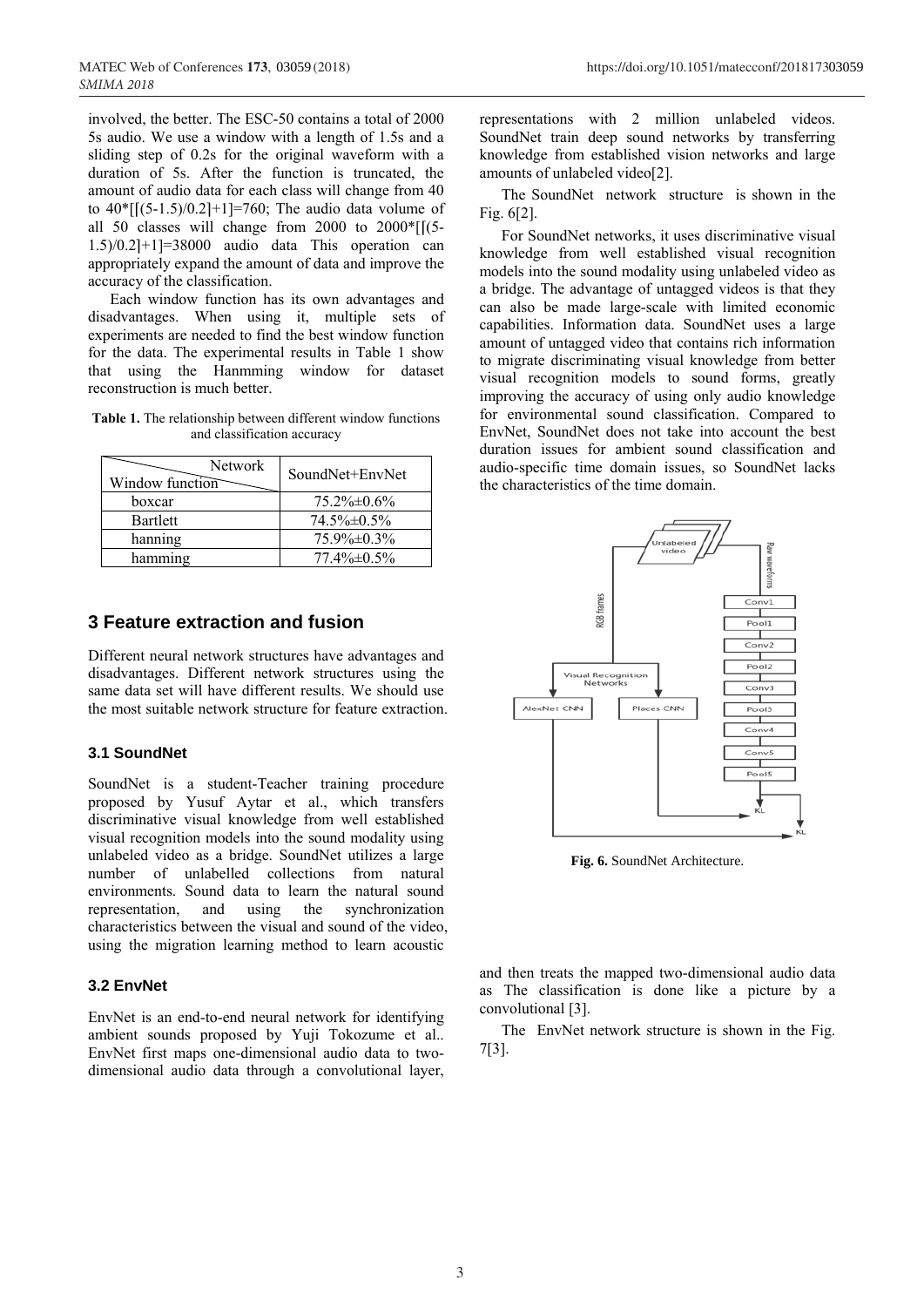involved, the better. The ESC-50 contains a total of 2000 5s audio. We use a window with a length of 1.5s and a sliding step of 0.2s for the original waveform with a duration of 5s. After the function is truncated, the amount of audio data for each class will change from 40 to 40*[[(5-1.5)/0.2]+1]=760; The audio data volume of all 50 classes will change from 2000 to 2000*[[(5-1.5)/0.2]+1]=38000 audio data This operation can appropriately expand the amount of data and improve the accuracy of the classification.

Each window function has its own advantages and disadvantages. When using it, multiple sets of experiments are needed to find the best window function for the data. The experimental results in Table 1 show that using the Hanmming window for dataset reconstruction is much better.

**Table 1.** The relationship between different window functions and classification accuracy

| Window function \ Network | SoundNet+EnvNet |
|---|---|
| boxcar | 75.2%±0.6% |
| Bartlett | 74.5%±0.5% |
| hanning | 75.9%±0.3% |
| hamming | 77.4%±0.5% |

## 3 Feature extraction and fusion

Different neural network structures have advantages and disadvantages. Different network structures using the same data set will have different results. We should use the most suitable network structure for feature extraction.

### 3.1 SoundNet

SoundNet is a student-Teacher training procedure proposed by Yusuf Aytar et al., which transfers discriminative visual knowledge from well established visual recognition models into the sound modality using unlabeled video as a bridge. SoundNet utilizes a large number of unlabelled collections from natural environments. Sound data to learn the natural sound representation, and using the synchronization characteristics between the visual and sound of the video, using the migration learning method to learn acoustic representations with 2 million unlabeled videos. SoundNet train deep sound networks by transferring knowledge from established vision networks and large amounts of unlabeled video[2].

The SoundNet network structure is shown in the Fig. 6[2].

For SoundNet networks, it uses discriminative visual knowledge from well established visual recognition models into the sound modality using unlabeled video as a bridge. The advantage of untagged videos is that they can also be made large-scale with limited economic capabilities. Information data. SoundNet uses a large amount of untagged video that contains rich information to migrate discriminating visual knowledge from better visual recognition models to sound forms, greatly improving the accuracy of using only audio knowledge for environmental sound classification. Compared to EnvNet, SoundNet does not take into account the best duration issues for ambient sound classification and audio-specific time domain issues, so SoundNet lacks the characteristics of the time domain.

**Fig. 6.** SoundNet Architecture.

### 3.2 EnvNet

EnvNet is an end-to-end neural network for identifying ambient sounds proposed by Yuji Tokozume et al.. EnvNet first maps one-dimensional audio data to two-dimensional audio data through a convolutional layer, and then treats the mapped two-dimensional audio data as The classification is done like a picture by a convolutional [3].

The EnvNet network structure is shown in the Fig. 7[3].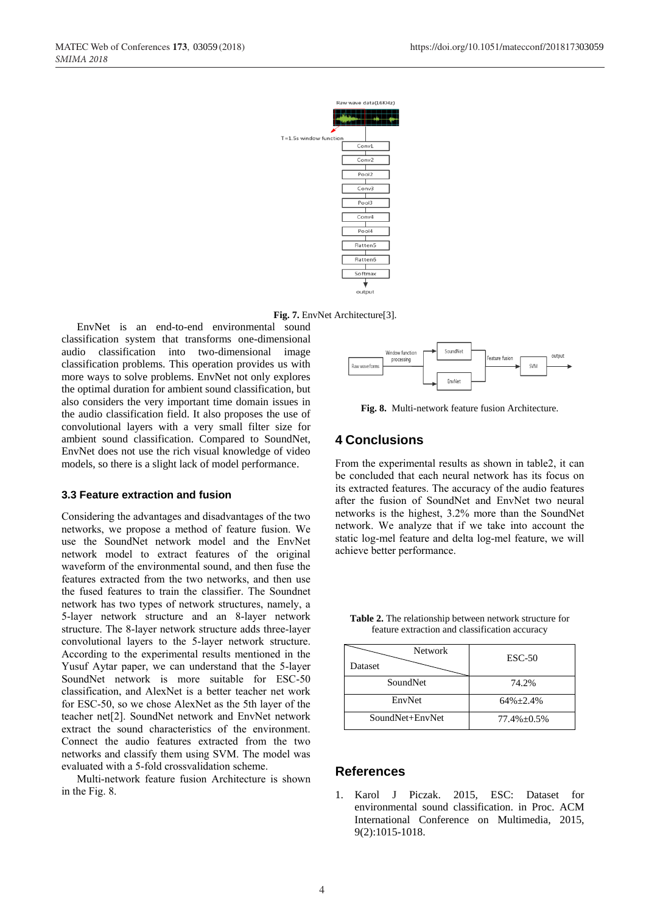Fig. 7. EnvNet Architecture[3].

EnvNet is an end-to-end environmental sound classification system that transforms one-dimensional audio classification into two-dimensional image classification problems. This operation provides us with more ways to solve problems. EnvNet not only explores the optimal duration for ambient sound classification, but also considers the very important time domain issues in the audio classification field. It also proposes the use of convolutional layers with a very small filter size for ambient sound classification. Compared to SoundNet, EnvNet does not use the rich visual knowledge of video models, so there is a slight lack of model performance.

### 3.3 Feature extraction and fusion

Considering the advantages and disadvantages of the two networks, we propose a method of feature fusion. We use the SoundNet network model and the EnvNet network model to extract features of the original waveform of the environmental sound, and then fuse the features extracted from the two networks, and then use the fused features to train the classifier. The Soundnet network has two types of network structures, namely, a 5-layer network structure and an 8-layer network structure. The 8-layer network structure adds three-layer convolutional layers to the 5-layer network structure. According to the experimental results mentioned in the Yusuf Aytar paper, we can understand that the 5-layer SoundNet network is more suitable for ESC-50 classification, and AlexNet is a better teacher net work for ESC-50, so we chose AlexNet as the 5th layer of the teacher net[2]. SoundNet network and EnvNet network extract the sound characteristics of the environment. Connect the audio features extracted from the two networks and classify them using SVM. The model was evaluated with a 5-fold crossvalidation scheme.

Multi-network feature fusion Architecture is shown in the Fig. 8.

Fig. 8. Multi-network feature fusion Architecture.

## 4 Conclusions

From the experimental results as shown in table2, it can be concluded that each neural network has its focus on its extracted features. The accuracy of the audio features after the fusion of SoundNet and EnvNet two neural networks is the highest, 3.2% more than the SoundNet network. We analyze that if we take into account the static log-mel feature and delta log-mel feature, we will achieve better performance.

**Table 2.** The relationship between network structure for feature extraction and classification accuracy

| Network / Dataset | ESC-50 |
|---|---|
| SoundNet | 74.2% |
| EnvNet | 64%±2.4% |
| SoundNet+EnvNet | 77.4%±0.5% |

## References

1. Karol J Piczak. 2015, ESC: Dataset for environmental sound classification. in Proc. ACM International Conference on Multimedia, 2015, 9(2):1015-1018.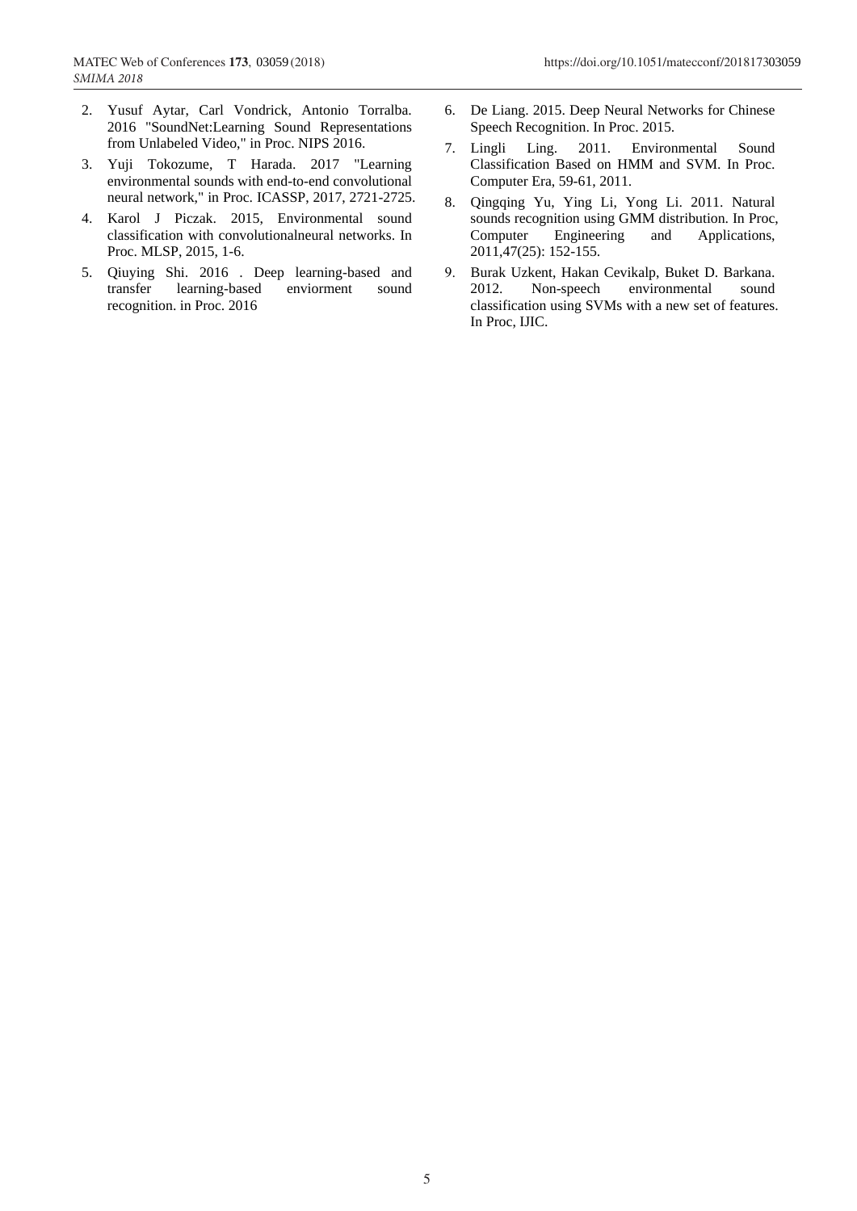2. Yusuf Aytar, Carl Vondrick, Antonio Torralba. 2016 "SoundNet:Learning Sound Representations from Unlabeled Video," in Proc. NIPS 2016.
3. Yuji Tokozume, T Harada. 2017 "Learning environmental sounds with end-to-end convolutional neural network," in Proc. ICASSP, 2017, 2721-2725.
4. Karol J Piczak. 2015, Environmental sound classification with convolutionalneural networks. In Proc. MLSP, 2015, 1-6.
5. Qiuying Shi. 2016 . Deep learning-based and transfer learning-based enviorment sound recognition. in Proc. 2016
6. De Liang. 2015. Deep Neural Networks for Chinese Speech Recognition. In Proc. 2015.
7. Lingli Ling. 2011. Environmental Sound Classification Based on HMM and SVM. In Proc. Computer Era, 59-61, 2011.
8. Qingqing Yu, Ying Li, Yong Li. 2011. Natural sounds recognition using GMM distribution. In Proc, Computer Engineering and Applications, 2011,47(25): 152-155.
9. Burak Uzkent, Hakan Cevikalp, Buket D. Barkana. 2012. Non-speech environmental sound classification using SVMs with a new set of features. In Proc, IJIC.